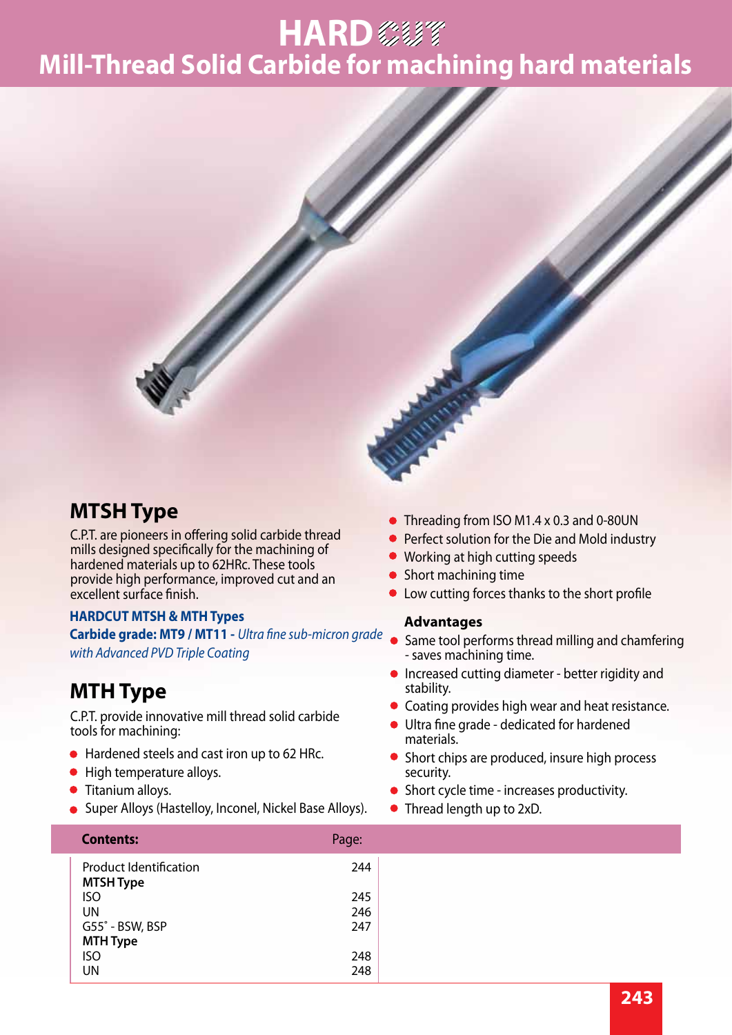# HARD CUT

## Mill-Thread Solid Carbide for machining hard materials

## MTSH Type

C.P.T. are pioneers in offering solid carbide thread mills designed specifically for the machining of hardened materials up to 62HRc. These tools provide high performance, improved cut and an excellent surface finish.

**HARDCUT MTSH & MTH Types**

**Carbide grade: MT9 / MT11 -** *Ultra fine sub-micron grade with Advanced PVD Triple Coating*

## MTH Type

C.P.T. provide innovative mill thread solid carbide tools for machining:

- Hardened steels and cast iron up to 62 HRc.
- High temperature alloys.
- Titanium alloys.
- Super Alloys (Hastelloy, Inconel, Nickel Base Alloys).

- Threading from ISO M1.4 x 0.3 and 0-80UN
- Perfect solution for the Die and Mold industry
- Working at high cutting speeds
- Short machining time
- Low cutting forces thanks to the short profile

**Advantages**

- Same tool performs thread milling and chamfering - saves machining time.
- Increased cutting diameter - better rigidity and stability.
- Coating provides high wear and heat resistance.
- Ultra fine grade - dedicated for hardened materials.
- Short chips are produced, insure high process security.
- Short cycle time - increases productivity.
- Thread length up to 2xD.

| Contents: | Page: |
|---|---|
| Product Identification | 244 |
| **MTSH Type** | |
| ISO | 245 |
| UN | 246 |
| G55˚ - BSW, BSP | 247 |
| **MTH Type** | |
| ISO | 248 |
| UN | 248 |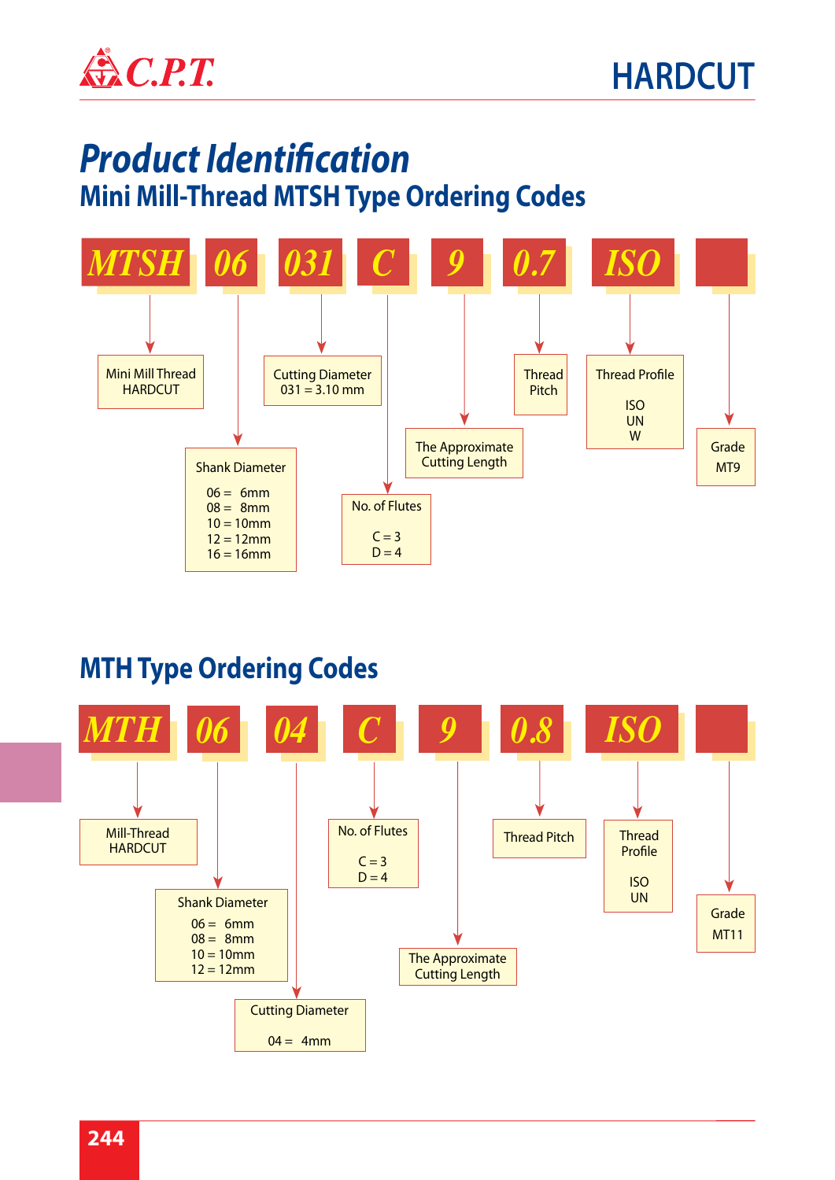# Product Identification

## Mini Mill-Thread MTSH Type Ordering Codes

| MTSH | 06 | 031 | C | 9 | 0.7 | ISO | |
|---|---|---|---|---|---|---|---|
| Mini Mill Thread HARDCUT | Shank Diameter: 06 = 6mm, 08 = 8mm, 10 = 10mm, 12 = 12mm, 16 = 16mm | Cutting Diameter 031 = 3.10 mm | No. of Flutes: C = 3, D = 4 | The Approximate Cutting Length | Thread Pitch | Thread Profile: ISO, UN, W | Grade MT9 |

## MTH Type Ordering Codes

| MTH | 06 | 04 | C | 9 | 0.8 | ISO | |
|---|---|---|---|---|---|---|---|
| Mill-Thread HARDCUT | Shank Diameter: 06 = 6mm, 08 = 8mm, 10 = 10mm, 12 = 12mm | Cutting Diameter: 04 = 4mm | No. of Flutes: C = 3, D = 4 | The Approximate Cutting Length | Thread Pitch | Thread Profile: ISO, UN | Grade MT11 |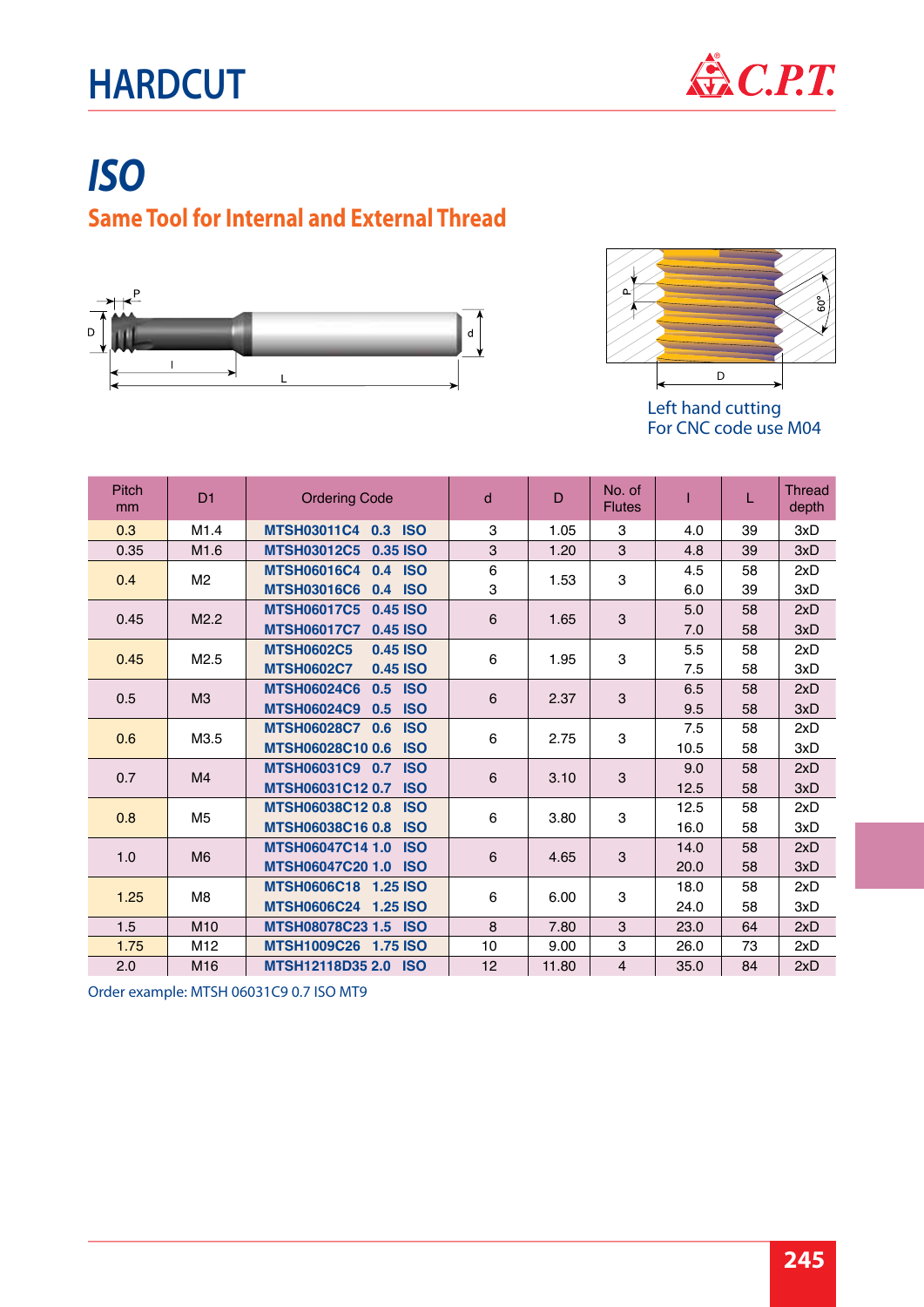# HARDCUT

# ISO

## Same Tool for Internal and External Thread

Left hand cutting
For CNC code use M04

| Pitch mm | D1 | Ordering Code | d | D | No. of Flutes | l | L | Thread depth |
|---|---|---|---|---|---|---|---|---|
| 0.3 | M1.4 | MTSH03011C4 0.3 ISO | 3 | 1.05 | 3 | 4.0 | 39 | 3xD |
| 0.35 | M1.6 | MTSH03012C5 0.35 ISO | 3 | 1.20 | 3 | 4.8 | 39 | 3xD |
| 0.4 | M2 | MTSH06016C4 0.4 ISO | 6 | 1.53 | 3 | 4.5 | 58 | 2xD |
| | | MTSH03016C6 0.4 ISO | 3 | | | 6.0 | 39 | 3xD |
| 0.45 | M2.2 | MTSH06017C5 0.45 ISO | 6 | 1.65 | 3 | 5.0 | 58 | 2xD |
| | | MTSH06017C7 0.45 ISO | | | | 7.0 | 58 | 3xD |
| 0.45 | M2.5 | MTSH0602C5 0.45 ISO | 6 | 1.95 | 3 | 5.5 | 58 | 2xD |
| | | MTSH0602C7 0.45 ISO | | | | 7.5 | 58 | 3xD |
| 0.5 | M3 | MTSH06024C6 0.5 ISO | 6 | 2.37 | 3 | 6.5 | 58 | 2xD |
| | | MTSH06024C9 0.5 ISO | | | | 9.5 | 58 | 3xD |
| 0.6 | M3.5 | MTSH06028C7 0.6 ISO | 6 | 2.75 | 3 | 7.5 | 58 | 2xD |
| | | MTSH06028C10 0.6 ISO | | | | 10.5 | 58 | 3xD |
| 0.7 | M4 | MTSH06031C9 0.7 ISO | 6 | 3.10 | 3 | 9.0 | 58 | 2xD |
| | | MTSH06031C12 0.7 ISO | | | | 12.5 | 58 | 3xD |
| 0.8 | M5 | MTSH06038C12 0.8 ISO | 6 | 3.80 | 3 | 12.5 | 58 | 2xD |
| | | MTSH06038C16 0.8 ISO | | | | 16.0 | 58 | 3xD |
| 1.0 | M6 | MTSH06047C14 1.0 ISO | 6 | 4.65 | 3 | 14.0 | 58 | 2xD |
| | | MTSH06047C20 1.0 ISO | | | | 20.0 | 58 | 3xD |
| 1.25 | M8 | MTSH0606C18 1.25 ISO | 6 | 6.00 | 3 | 18.0 | 58 | 2xD |
| | | MTSH0606C24 1.25 ISO | | | | 24.0 | 58 | 3xD |
| 1.5 | M10 | MTSH08078C23 1.5 ISO | 8 | 7.80 | 3 | 23.0 | 64 | 2xD |
| 1.75 | M12 | MTSH1009C26 1.75 ISO | 10 | 9.00 | 3 | 26.0 | 73 | 2xD |
| 2.0 | M16 | MTSH12118D35 2.0 ISO | 12 | 11.80 | 4 | 35.0 | 84 | 2xD |

Order example: MTSH 06031C9 0.7 ISO MT9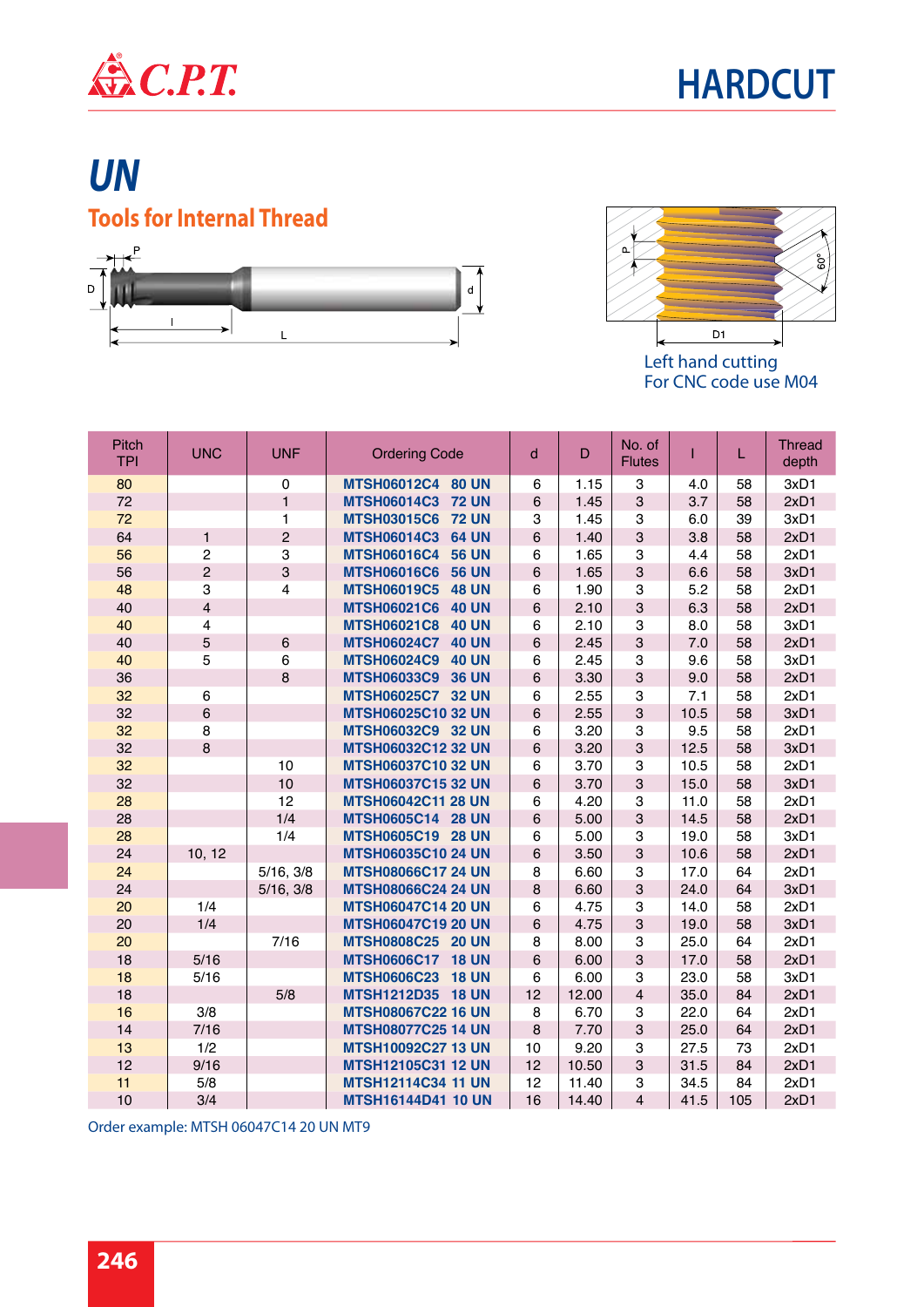# UN

## Tools for Internal Thread

Left hand cutting
For CNC code use M04

| Pitch TPI | UNC | UNF | Ordering Code | d | D | No. of Flutes | l | L | Thread depth |
|---|---|---|---|---|---|---|---|---|---|
| 80 | | 0 | MTSH06012C4 80 UN | 6 | 1.15 | 3 | 4.0 | 58 | 3xD1 |
| 72 | | 1 | MTSH06014C3 72 UN | 6 | 1.45 | 3 | 3.7 | 58 | 2xD1 |
| 72 | | 1 | MTSH03015C6 72 UN | 3 | 1.45 | 3 | 6.0 | 39 | 3xD1 |
| 64 | 1 | 2 | MTSH06014C3 64 UN | 6 | 1.40 | 3 | 3.8 | 58 | 2xD1 |
| 56 | 2 | 3 | MTSH06016C4 56 UN | 6 | 1.65 | 3 | 4.4 | 58 | 2xD1 |
| 56 | 2 | 3 | MTSH06016C6 56 UN | 6 | 1.65 | 3 | 6.6 | 58 | 3xD1 |
| 48 | 3 | 4 | MTSH06019C5 48 UN | 6 | 1.90 | 3 | 5.2 | 58 | 2xD1 |
| 40 | 4 | | MTSH06021C6 40 UN | 6 | 2.10 | 3 | 6.3 | 58 | 2xD1 |
| 40 | 4 | | MTSH06021C8 40 UN | 6 | 2.10 | 3 | 8.0 | 58 | 3xD1 |
| 40 | 5 | 6 | MTSH06024C7 40 UN | 6 | 2.45 | 3 | 7.0 | 58 | 2xD1 |
| 40 | 5 | 6 | MTSH06024C9 40 UN | 6 | 2.45 | 3 | 9.6 | 58 | 3xD1 |
| 36 | | 8 | MTSH06033C9 36 UN | 6 | 3.30 | 3 | 9.0 | 58 | 2xD1 |
| 32 | 6 | | MTSH06025C7 32 UN | 6 | 2.55 | 3 | 7.1 | 58 | 2xD1 |
| 32 | 6 | | MTSH06025C10 32 UN | 6 | 2.55 | 3 | 10.5 | 58 | 3xD1 |
| 32 | 8 | | MTSH06032C9 32 UN | 6 | 3.20 | 3 | 9.5 | 58 | 2xD1 |
| 32 | 8 | | MTSH06032C12 32 UN | 6 | 3.20 | 3 | 12.5 | 58 | 3xD1 |
| 32 | | 10 | MTSH06037C10 32 UN | 6 | 3.70 | 3 | 10.5 | 58 | 2xD1 |
| 32 | | 10 | MTSH06037C15 32 UN | 6 | 3.70 | 3 | 15.0 | 58 | 3xD1 |
| 28 | | 12 | MTSH06042C11 28 UN | 6 | 4.20 | 3 | 11.0 | 58 | 2xD1 |
| 28 | | 1/4 | MTSH0605C14 28 UN | 6 | 5.00 | 3 | 14.5 | 58 | 2xD1 |
| 28 | | 1/4 | MTSH0605C19 28 UN | 6 | 5.00 | 3 | 19.0 | 58 | 3xD1 |
| 24 | 10, 12 | | MTSH06035C10 24 UN | 6 | 3.50 | 3 | 10.6 | 58 | 2xD1 |
| 24 | | 5/16, 3/8 | MTSH08066C17 24 UN | 8 | 6.60 | 3 | 17.0 | 64 | 2xD1 |
| 24 | | 5/16, 3/8 | MTSH08066C24 24 UN | 8 | 6.60 | 3 | 24.0 | 64 | 3xD1 |
| 20 | 1/4 | | MTSH06047C14 20 UN | 6 | 4.75 | 3 | 14.0 | 58 | 2xD1 |
| 20 | 1/4 | | MTSH06047C19 20 UN | 6 | 4.75 | 3 | 19.0 | 58 | 3xD1 |
| 20 | | 7/16 | MTSH0808C25 20 UN | 8 | 8.00 | 3 | 25.0 | 64 | 2xD1 |
| 18 | 5/16 | | MTSH0606C17 18 UN | 6 | 6.00 | 3 | 17.0 | 58 | 2xD1 |
| 18 | 5/16 | | MTSH0606C23 18 UN | 6 | 6.00 | 3 | 23.0 | 58 | 3xD1 |
| 18 | | 5/8 | MTSH1212D35 18 UN | 12 | 12.00 | 4 | 35.0 | 84 | 2xD1 |
| 16 | 3/8 | | MTSH08067C22 16 UN | 8 | 6.70 | 3 | 22.0 | 64 | 2xD1 |
| 14 | 7/16 | | MTSH08077C25 14 UN | 8 | 7.70 | 3 | 25.0 | 64 | 2xD1 |
| 13 | 1/2 | | MTSH10092C27 13 UN | 10 | 9.20 | 3 | 27.5 | 73 | 2xD1 |
| 12 | 9/16 | | MTSH12105C31 12 UN | 12 | 10.50 | 3 | 31.5 | 84 | 2xD1 |
| 11 | 5/8 | | MTSH12114C34 11 UN | 12 | 11.40 | 3 | 34.5 | 84 | 2xD1 |
| 10 | 3/4 | | MTSH16144D41 10 UN | 16 | 14.40 | 4 | 41.5 | 105 | 2xD1 |

Order example: MTSH 06047C14 20 UN MT9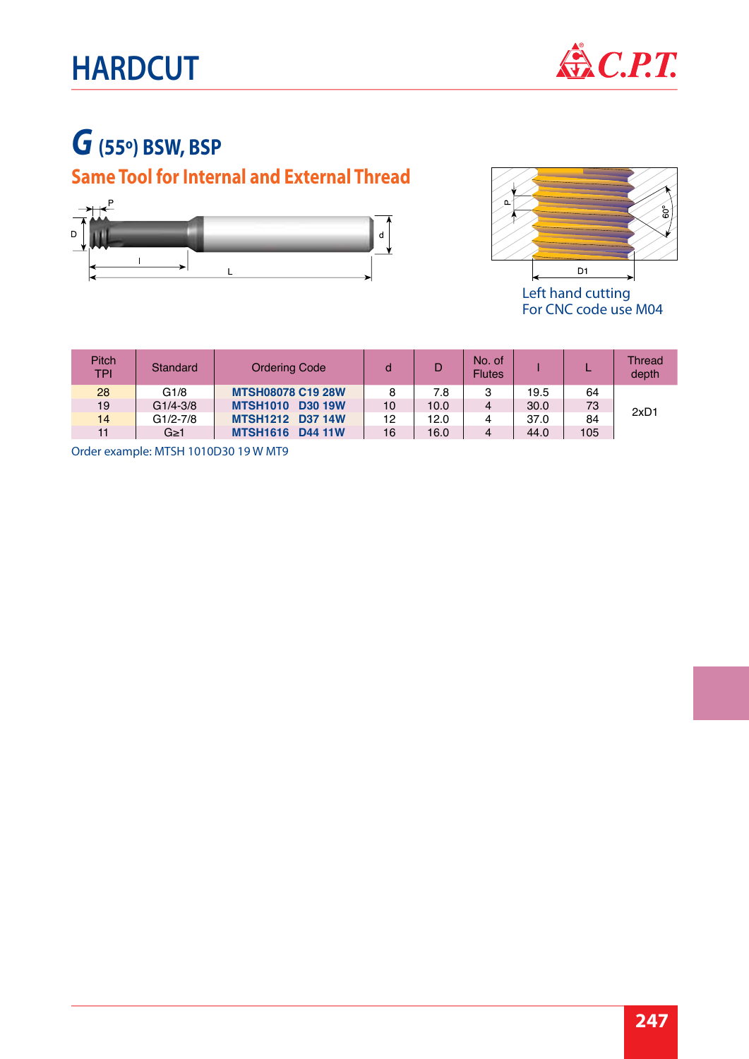# HARDCUT

## *G* (55º) BSW, BSP

### Same Tool for Internal and External Thread

Left hand cutting
For CNC code use M04

| Pitch TPI | Standard | Ordering Code | d | D | No. of Flutes | l | L | Thread depth |
|---|---|---|---|---|---|---|---|---|
| 28 | G1/8 | **MTSH08078 C19 28W** | 8 | 7.8 | 3 | 19.5 | 64 | 2xD1 |
| 19 | G1/4-3/8 | **MTSH1010 D30 19W** | 10 | 10.0 | 4 | 30.0 | 73 | |
| 14 | G1/2-7/8 | **MTSH1212 D37 14W** | 12 | 12.0 | 4 | 37.0 | 84 | |
| 11 | G≥1 | **MTSH1616 D44 11W** | 16 | 16.0 | 4 | 44.0 | 105 | |

Order example: MTSH 1010D30 19 W MT9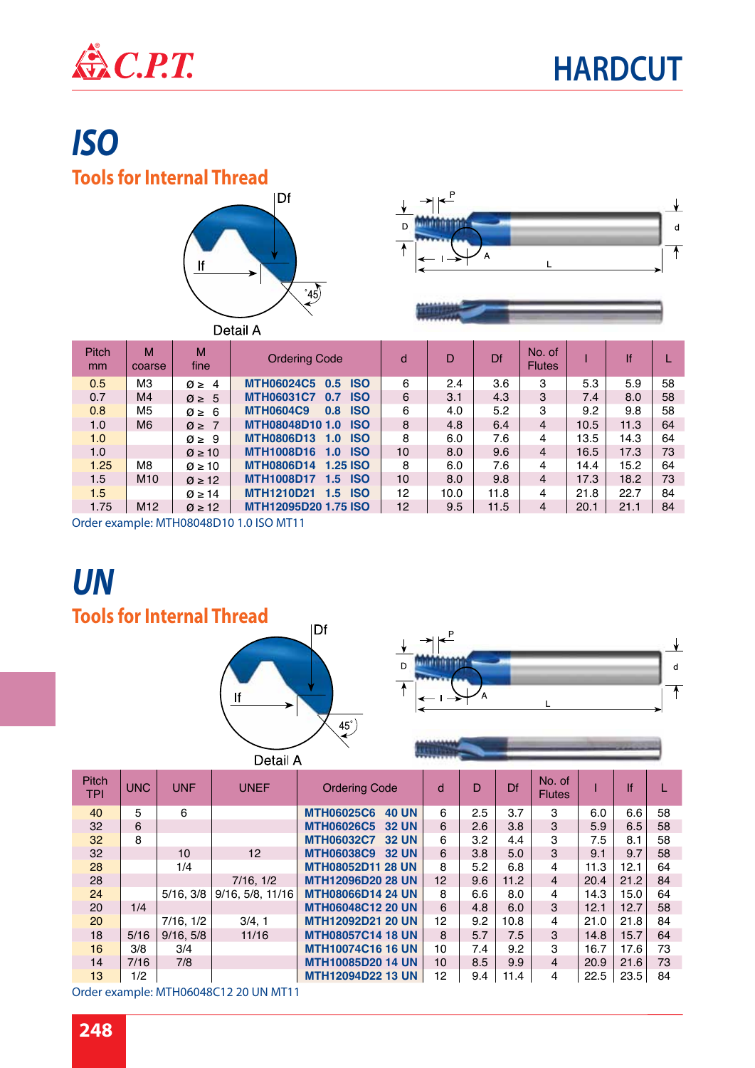# ISO

## Tools for Internal Thread

Df

lf

45°

Detail A

P

D

d

l

A

L

| Pitch mm | M coarse | M fine | Ordering Code | d | D | Df | No. of Flutes | l | lf | L |
|---|---|---|---|---|---|---|---|---|---|---|
| 0.5 | M3 | Ø ≥ 4 | MTH06024C5 0.5 ISO | 6 | 2.4 | 3.6 | 3 | 5.3 | 5.9 | 58 |
| 0.7 | M4 | Ø ≥ 5 | MTH06031C7 0.7 ISO | 6 | 3.1 | 4.3 | 3 | 7.4 | 8.0 | 58 |
| 0.8 | M5 | Ø ≥ 6 | MTH0604C9 0.8 ISO | 6 | 4.0 | 5.2 | 3 | 9.2 | 9.8 | 58 |
| 1.0 | M6 | Ø ≥ 7 | MTH08048D10 1.0 ISO | 8 | 4.8 | 6.4 | 4 | 10.5 | 11.3 | 64 |
| 1.0 | | Ø ≥ 9 | MTH0806D13 1.0 ISO | 8 | 6.0 | 7.6 | 4 | 13.5 | 14.3 | 64 |
| 1.0 | | Ø ≥ 10 | MTH1008D16 1.0 ISO | 10 | 8.0 | 9.6 | 4 | 16.5 | 17.3 | 73 |
| 1.25 | M8 | Ø ≥ 10 | MTH0806D14 1.25 ISO | 8 | 6.0 | 7.6 | 4 | 14.4 | 15.2 | 64 |
| 1.5 | M10 | Ø ≥ 12 | MTH1008D17 1.5 ISO | 10 | 8.0 | 9.8 | 4 | 17.3 | 18.2 | 73 |
| 1.5 | | Ø ≥ 14 | MTH1210D21 1.5 ISO | 12 | 10.0 | 11.8 | 4 | 21.8 | 22.7 | 84 |
| 1.75 | M12 | Ø ≥ 12 | MTH12095D20 1.75 ISO | 12 | 9.5 | 11.5 | 4 | 20.1 | 21.1 | 84 |

Order example: MTH08048D10 1.0 ISO MT11

# UN

## Tools for Internal Thread

Df

lf

45°

Detail A

P

D

d

l

A

L

| Pitch TPI | UNC | UNF | UNEF | Ordering Code | d | D | Df | No. of Flutes | l | lf | L |
|---|---|---|---|---|---|---|---|---|---|---|---|
| 40 | 5 | 6 | | MTH06025C6 40 UN | 6 | 2.5 | 3.7 | 3 | 6.0 | 6.6 | 58 |
| 32 | 6 | | | MTH06026C5 32 UN | 6 | 2.6 | 3.8 | 3 | 5.9 | 6.5 | 58 |
| 32 | 8 | | | MTH06032C7 32 UN | 6 | 3.2 | 4.4 | 3 | 7.5 | 8.1 | 58 |
| 32 | | 10 | 12 | MTH06038C9 32 UN | 6 | 3.8 | 5.0 | 3 | 9.1 | 9.7 | 58 |
| 28 | | 1/4 | | MTH08052D11 28 UN | 8 | 5.2 | 6.8 | 4 | 11.3 | 12.1 | 64 |
| 28 | | | 7/16, 1/2 | MTH12096D20 28 UN | 12 | 9.6 | 11.2 | 4 | 20.4 | 21.2 | 84 |
| 24 | | 5/16, 3/8 | 9/16, 5/8, 11/16 | MTH08066D14 24 UN | 8 | 6.6 | 8.0 | 4 | 14.3 | 15.0 | 64 |
| 20 | 1/4 | | | MTH06048C12 20 UN | 6 | 4.8 | 6.0 | 3 | 12.1 | 12.7 | 58 |
| 20 | | 7/16, 1/2 | 3/4, 1 | MTH12092D21 20 UN | 12 | 9.2 | 10.8 | 4 | 21.0 | 21.8 | 84 |
| 18 | 5/16 | 9/16, 5/8 | 11/16 | MTH08057C14 18 UN | 8 | 5.7 | 7.5 | 3 | 14.8 | 15.7 | 64 |
| 16 | 3/8 | 3/4 | | MTH10074C16 16 UN | 10 | 7.4 | 9.2 | 3 | 16.7 | 17.6 | 73 |
| 14 | 7/16 | 7/8 | | MTH10085D20 14 UN | 10 | 8.5 | 9.9 | 4 | 20.9 | 21.6 | 73 |
| 13 | 1/2 | | | MTH12094D22 13 UN | 12 | 9.4 | 11.4 | 4 | 22.5 | 23.5 | 84 |

Order example: MTH06048C12 20 UN MT11